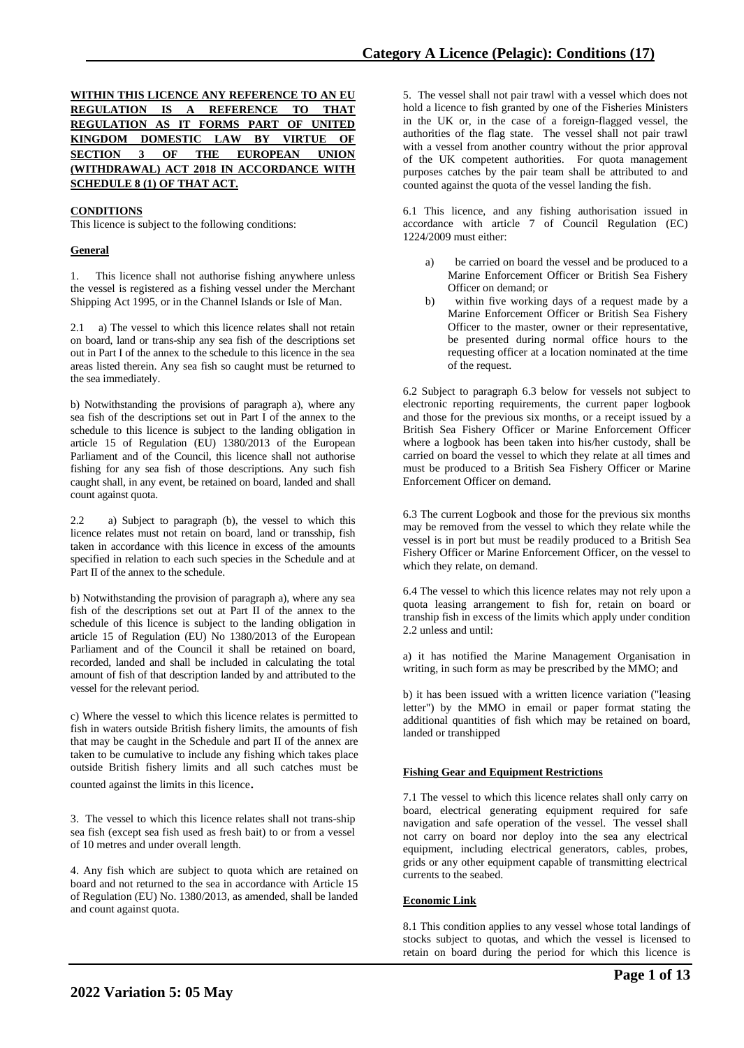**WITHIN THIS LICENCE ANY REFERENCE TO AN EU REGULATION IS A REFERENCE TO THAT REGULATION AS IT FORMS PART OF UNITED KINGDOM DOMESTIC LAW BY VIRTUE OF SECTION 3 OF THE EUROPEAN UNION (WITHDRAWAL) ACT 2018 IN ACCORDANCE WITH SCHEDULE 8 (1) OF THAT ACT.**

**CONDITIONS**

This licence is subject to the following conditions:

**General**

1. This licence shall not authorise fishing anywhere unless the vessel is registered as a fishing vessel under the Merchant Shipping Act 1995, or in the Channel Islands or Isle of Man.

2.1 a) The vessel to which this licence relates shall not retain on board, land or trans-ship any sea fish of the descriptions set out in Part I of the annex to the schedule to this licence in the sea areas listed therein. Any sea fish so caught must be returned to the sea immediately.

b) Notwithstanding the provisions of paragraph a), where any sea fish of the descriptions set out in Part I of the annex to the schedule to this licence is subject to the landing obligation in article 15 of Regulation (EU) 1380/2013 of the European Parliament and of the Council, this licence shall not authorise fishing for any sea fish of those descriptions. Any such fish caught shall, in any event, be retained on board, landed and shall count against quota.

2.2 a) Subject to paragraph (b), the vessel to which this licence relates must not retain on board, land or transship, fish taken in accordance with this licence in excess of the amounts specified in relation to each such species in the Schedule and at Part II of the annex to the schedule.

b) Notwithstanding the provision of paragraph a), where any sea fish of the descriptions set out at Part II of the annex to the schedule of this licence is subject to the landing obligation in article 15 of Regulation (EU) No 1380/2013 of the European Parliament and of the Council it shall be retained on board, recorded, landed and shall be included in calculating the total amount of fish of that description landed by and attributed to the vessel for the relevant period.

c) Where the vessel to which this licence relates is permitted to fish in waters outside British fishery limits, the amounts of fish that may be caught in the Schedule and part II of the annex are taken to be cumulative to include any fishing which takes place outside British fishery limits and all such catches must be counted against the limits in this licence.

3. The vessel to which this licence relates shall not trans-ship sea fish (except sea fish used as fresh bait) to or from a vessel of 10 metres and under overall length.

4. Any fish which are subject to quota which are retained on board and not returned to the sea in accordance with Article 15 of Regulation (EU) No. 1380/2013, as amended, shall be landed and count against quota.

5. The vessel shall not pair trawl with a vessel which does not hold a licence to fish granted by one of the Fisheries Ministers in the UK or, in the case of a foreign-flagged vessel, the authorities of the flag state. The vessel shall not pair trawl with a vessel from another country without the prior approval of the UK competent authorities. For quota management purposes catches by the pair team shall be attributed to and counted against the quota of the vessel landing the fish.

6.1 This licence, and any fishing authorisation issued in accordance with article 7 of Council Regulation (EC) 1224/2009 must either:

a) be carried on board the vessel and be produced to a Marine Enforcement Officer or British Sea Fishery Officer on demand; or
b) within five working days of a request made by a Marine Enforcement Officer or British Sea Fishery Officer to the master, owner or their representative, be presented during normal office hours to the requesting officer at a location nominated at the time of the request.

6.2 Subject to paragraph 6.3 below for vessels not subject to electronic reporting requirements, the current paper logbook and those for the previous six months, or a receipt issued by a British Sea Fishery Officer or Marine Enforcement Officer where a logbook has been taken into his/her custody, shall be carried on board the vessel to which they relate at all times and must be produced to a British Sea Fishery Officer or Marine Enforcement Officer on demand.

6.3 The current Logbook and those for the previous six months may be removed from the vessel to which they relate while the vessel is in port but must be readily produced to a British Sea Fishery Officer or Marine Enforcement Officer, on the vessel to which they relate, on demand.

6.4 The vessel to which this licence relates may not rely upon a quota leasing arrangement to fish for, retain on board or tranship fish in excess of the limits which apply under condition 2.2 unless and until:

a) it has notified the Marine Management Organisation in writing, in such form as may be prescribed by the MMO; and

b) it has been issued with a written licence variation ("leasing letter") by the MMO in email or paper format stating the additional quantities of fish which may be retained on board, landed or transhipped

**Fishing Gear and Equipment Restrictions**

7.1 The vessel to which this licence relates shall only carry on board, electrical generating equipment required for safe navigation and safe operation of the vessel. The vessel shall not carry on board nor deploy into the sea any electrical equipment, including electrical generators, cables, probes, grids or any other equipment capable of transmitting electrical currents to the seabed.

**Economic Link**

8.1 This condition applies to any vessel whose total landings of stocks subject to quotas, and which the vessel is licensed to retain on board during the period for which this licence is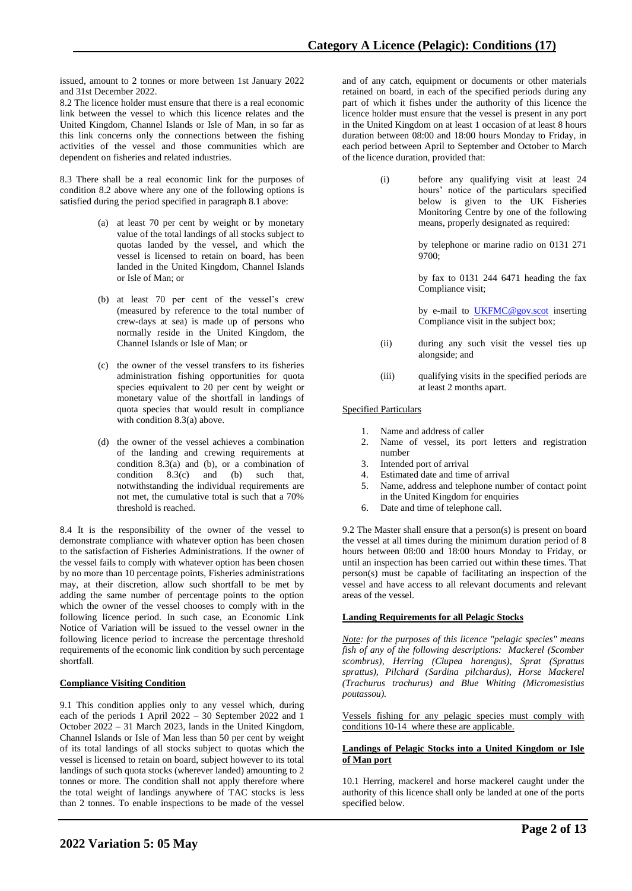issued, amount to 2 tonnes or more between 1st January 2022 and 31st December 2022.

8.2 The licence holder must ensure that there is a real economic link between the vessel to which this licence relates and the United Kingdom, Channel Islands or Isle of Man, in so far as this link concerns only the connections between the fishing activities of the vessel and those communities which are dependent on fisheries and related industries.

8.3 There shall be a real economic link for the purposes of condition 8.2 above where any one of the following options is satisfied during the period specified in paragraph 8.1 above:

(a) at least 70 per cent by weight or by monetary value of the total landings of all stocks subject to quotas landed by the vessel, and which the vessel is licensed to retain on board, has been landed in the United Kingdom, Channel Islands or Isle of Man; or

(b) at least 70 per cent of the vessel's crew (measured by reference to the total number of crew-days at sea) is made up of persons who normally reside in the United Kingdom, the Channel Islands or Isle of Man; or

(c) the owner of the vessel transfers to its fisheries administration fishing opportunities for quota species equivalent to 20 per cent by weight or monetary value of the shortfall in landings of quota species that would result in compliance with condition 8.3(a) above.

(d) the owner of the vessel achieves a combination of the landing and crewing requirements at condition 8.3(a) and (b), or a combination of condition 8.3(c) and (b) such that, notwithstanding the individual requirements are not met, the cumulative total is such that a 70% threshold is reached.

8.4 It is the responsibility of the owner of the vessel to demonstrate compliance with whatever option has been chosen to the satisfaction of Fisheries Administrations. If the owner of the vessel fails to comply with whatever option has been chosen by no more than 10 percentage points, Fisheries administrations may, at their discretion, allow such shortfall to be met by adding the same number of percentage points to the option which the owner of the vessel chooses to comply with in the following licence period. In such case, an Economic Link Notice of Variation will be issued to the vessel owner in the following licence period to increase the percentage threshold requirements of the economic link condition by such percentage shortfall.

**Compliance Visiting Condition**

9.1 This condition applies only to any vessel which, during each of the periods 1 April 2022 – 30 September 2022 and 1 October 2022 – 31 March 2023, lands in the United Kingdom, Channel Islands or Isle of Man less than 50 per cent by weight of its total landings of all stocks subject to quotas which the vessel is licensed to retain on board, subject however to its total landings of such quota stocks (wherever landed) amounting to 2 tonnes or more. The condition shall not apply therefore where the total weight of landings anywhere of TAC stocks is less than 2 tonnes. To enable inspections to be made of the vessel and of any catch, equipment or documents or other materials retained on board, in each of the specified periods during any part of which it fishes under the authority of this licence the licence holder must ensure that the vessel is present in any port in the United Kingdom on at least 1 occasion of at least 8 hours duration between 08:00 and 18:00 hours Monday to Friday, in each period between April to September and October to March of the licence duration, provided that:

(i) before any qualifying visit at least 24 hours' notice of the particulars specified below is given to the UK Fisheries Monitoring Centre by one of the following means, properly designated as required:

by telephone or marine radio on 0131 271 9700;

by fax to 0131 244 6471 heading the fax Compliance visit;

by e-mail to UKFMC@gov.scot inserting Compliance visit in the subject box;

(ii) during any such visit the vessel ties up alongside; and

(iii) qualifying visits in the specified periods are at least 2 months apart.

Specified Particulars

1. Name and address of caller
2. Name of vessel, its port letters and registration number
3. Intended port of arrival
4. Estimated date and time of arrival
5. Name, address and telephone number of contact point in the United Kingdom for enquiries
6. Date and time of telephone call.

9.2 The Master shall ensure that a person(s) is present on board the vessel at all times during the minimum duration period of 8 hours between 08:00 and 18:00 hours Monday to Friday, or until an inspection has been carried out within these times. That person(s) must be capable of facilitating an inspection of the vessel and have access to all relevant documents and relevant areas of the vessel.

**Landing Requirements for all Pelagic Stocks**

*Note: for the purposes of this licence "pelagic species" means fish of any of the following descriptions: Mackerel (Scomber scombrus), Herring (Clupea harengus), Sprat (Sprattus sprattus), Pilchard (Sardina pilchardus), Horse Mackerel (Trachurus trachurus) and Blue Whiting (Micromesistius poutassou).*

Vessels fishing for any pelagic species must comply with conditions 10-14 where these are applicable.

**Landings of Pelagic Stocks into a United Kingdom or Isle of Man port**

10.1 Herring, mackerel and horse mackerel caught under the authority of this licence shall only be landed at one of the ports specified below.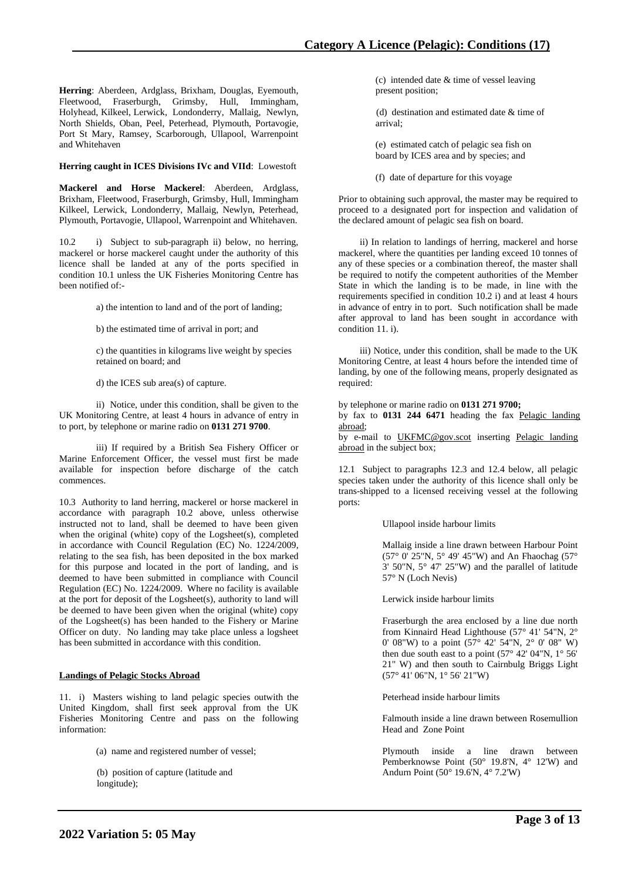**Herring**: Aberdeen, Ardglass, Brixham, Douglas, Eyemouth, Fleetwood, Fraserburgh, Grimsby, Hull, Immingham, Holyhead, Kilkeel, Lerwick, Londonderry, Mallaig, Newlyn, North Shields, Oban, Peel, Peterhead, Plymouth, Portavogie, Port St Mary, Ramsey, Scarborough, Ullapool, Warrenpoint and Whitehaven

**Herring caught in ICES Divisions IVc and VIId**: Lowestoft

**Mackerel and Horse Mackerel**: Aberdeen, Ardglass, Brixham, Fleetwood, Fraserburgh, Grimsby, Hull, Immingham Kilkeel, Lerwick, Londonderry, Mallaig, Newlyn, Peterhead, Plymouth, Portavogie, Ullapool, Warrenpoint and Whitehaven.

10.2 i) Subject to sub-paragraph ii) below, no herring, mackerel or horse mackerel caught under the authority of this licence shall be landed at any of the ports specified in condition 10.1 unless the UK Fisheries Monitoring Centre has been notified of:-

a) the intention to land and of the port of landing;

b) the estimated time of arrival in port; and

c) the quantities in kilograms live weight by species retained on board; and

d) the ICES sub area(s) of capture.

ii) Notice, under this condition, shall be given to the UK Monitoring Centre, at least 4 hours in advance of entry in to port, by telephone or marine radio on **0131 271 9700**.

iii) If required by a British Sea Fishery Officer or Marine Enforcement Officer, the vessel must first be made available for inspection before discharge of the catch commences.

10.3 Authority to land herring, mackerel or horse mackerel in accordance with paragraph 10.2 above, unless otherwise instructed not to land, shall be deemed to have been given when the original (white) copy of the Logsheet(s), completed in accordance with Council Regulation (EC) No. 1224/2009, relating to the sea fish, has been deposited in the box marked for this purpose and located in the port of landing, and is deemed to have been submitted in compliance with Council Regulation (EC) No. 1224/2009. Where no facility is available at the port for deposit of the Logsheet(s), authority to land will be deemed to have been given when the original (white) copy of the Logsheet(s) has been handed to the Fishery or Marine Officer on duty. No landing may take place unless a logsheet has been submitted in accordance with this condition.

**Landings of Pelagic Stocks Abroad**

11. i) Masters wishing to land pelagic species outwith the United Kingdom, shall first seek approval from the UK Fisheries Monitoring Centre and pass on the following information:

(a) name and registered number of vessel;

(b) position of capture (latitude and longitude);

(c) intended date & time of vessel leaving present position;

(d) destination and estimated date & time of arrival;

(e) estimated catch of pelagic sea fish on board by ICES area and by species; and

(f) date of departure for this voyage

Prior to obtaining such approval, the master may be required to proceed to a designated port for inspection and validation of the declared amount of pelagic sea fish on board.

ii) In relation to landings of herring, mackerel and horse mackerel, where the quantities per landing exceed 10 tonnes of any of these species or a combination thereof, the master shall be required to notify the competent authorities of the Member State in which the landing is to be made, in line with the requirements specified in condition 10.2 i) and at least 4 hours in advance of entry in to port. Such notification shall be made after approval to land has been sought in accordance with condition 11. i).

iii) Notice, under this condition, shall be made to the UK Monitoring Centre, at least 4 hours before the intended time of landing, by one of the following means, properly designated as required:

by telephone or marine radio on **0131 271 9700;**
by fax to **0131 244 6471** heading the fax Pelagic landing abroad;
by e-mail to UKFMC@gov.scot inserting Pelagic landing abroad in the subject box;

12.1 Subject to paragraphs 12.3 and 12.4 below, all pelagic species taken under the authority of this licence shall only be trans-shipped to a licensed receiving vessel at the following ports:

Ullapool inside harbour limits

Mallaig inside a line drawn between Harbour Point (57° 0' 25"N, 5° 49' 45"W) and An Fhaochag (57° 3' 50"N, 5° 47' 25"W) and the parallel of latitude 57° N (Loch Nevis)

Lerwick inside harbour limits

Fraserburgh the area enclosed by a line due north from Kinnaird Head Lighthouse (57° 41' 54"N, 2° 0' 08"W) to a point (57° 42' 54"N, 2° 0' 08" W) then due south east to a point (57° 42' 04"N, 1° 56' 21" W) and then south to Cairnbulg Briggs Light (57° 41' 06"N, 1° 56' 21"W)

Peterhead inside harbour limits

Falmouth inside a line drawn between Rosemullion Head and Zone Point

Plymouth inside a line drawn between Pemberknowse Point (50° 19.8'N, 4° 12'W) and Andurn Point (50° 19.6'N, 4° 7.2'W)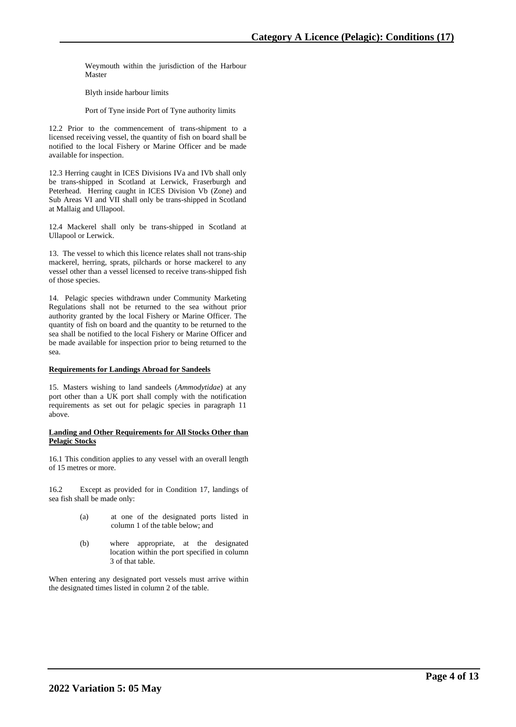Weymouth within the jurisdiction of the Harbour Master

Blyth inside harbour limits

Port of Tyne inside Port of Tyne authority limits

12.2 Prior to the commencement of trans-shipment to a licensed receiving vessel, the quantity of fish on board shall be notified to the local Fishery or Marine Officer and be made available for inspection.

12.3 Herring caught in ICES Divisions IVa and IVb shall only be trans-shipped in Scotland at Lerwick, Fraserburgh and Peterhead. Herring caught in ICES Division Vb (Zone) and Sub Areas VI and VII shall only be trans-shipped in Scotland at Mallaig and Ullapool.

12.4 Mackerel shall only be trans-shipped in Scotland at Ullapool or Lerwick.

13. The vessel to which this licence relates shall not trans-ship mackerel, herring, sprats, pilchards or horse mackerel to any vessel other than a vessel licensed to receive trans-shipped fish of those species.

14. Pelagic species withdrawn under Community Marketing Regulations shall not be returned to the sea without prior authority granted by the local Fishery or Marine Officer. The quantity of fish on board and the quantity to be returned to the sea shall be notified to the local Fishery or Marine Officer and be made available for inspection prior to being returned to the sea.

**Requirements for Landings Abroad for Sandeels**

15. Masters wishing to land sandeels (*Ammodytidae*) at any port other than a UK port shall comply with the notification requirements as set out for pelagic species in paragraph 11 above.

**Landing and Other Requirements for All Stocks Other than Pelagic Stocks**

16.1 This condition applies to any vessel with an overall length of 15 metres or more.

16.2 Except as provided for in Condition 17, landings of sea fish shall be made only:

(a) at one of the designated ports listed in column 1 of the table below; and

(b) where appropriate, at the designated location within the port specified in column 3 of that table.

When entering any designated port vessels must arrive within the designated times listed in column 2 of the table.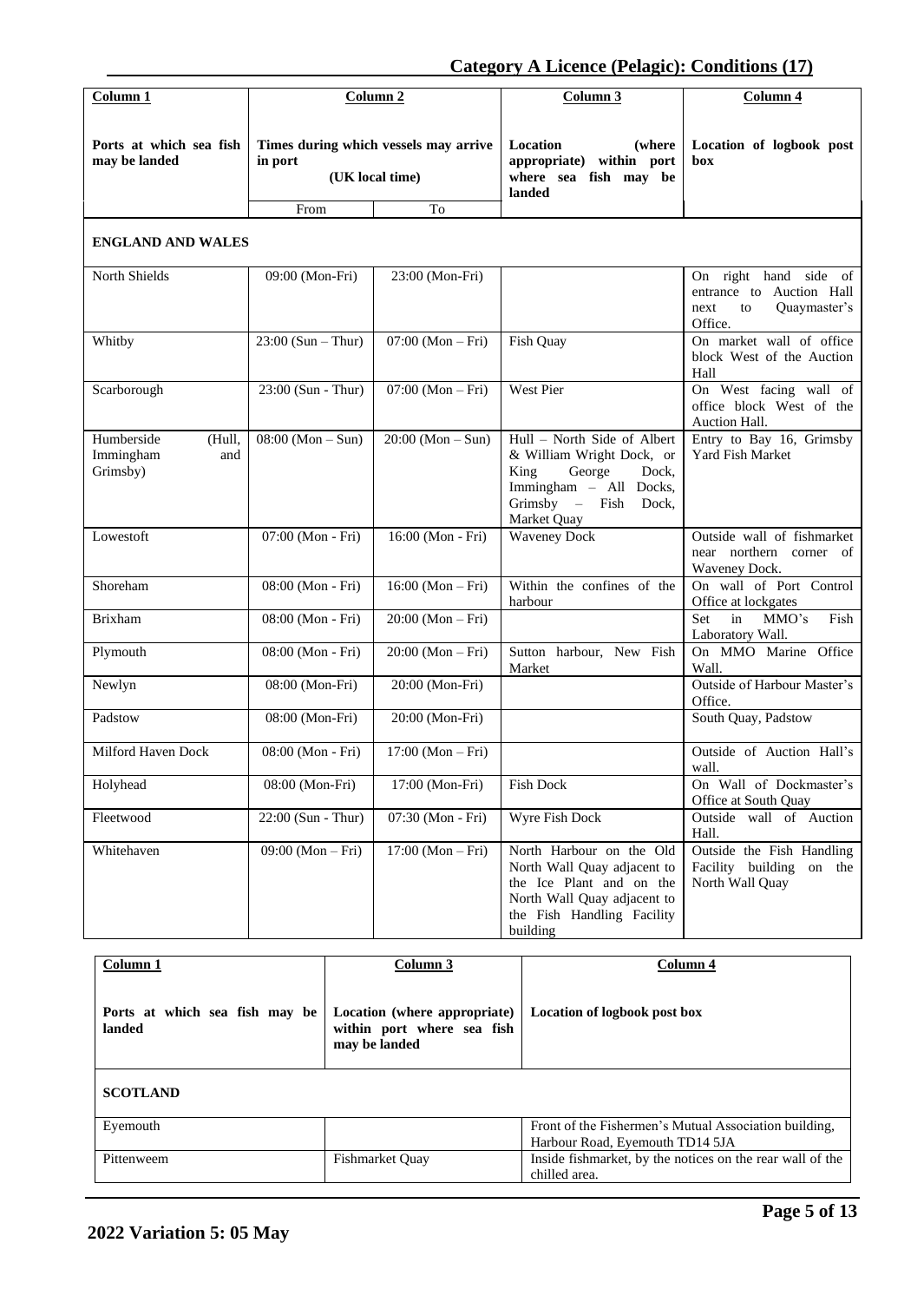## Category A Licence (Pelagic): Conditions (17)

| Column 1 | Column 2 | | Column 3 | Column 4 |
|---|---|---|---|---|
| **Ports at which sea fish may be landed** | **Times during which vessels may arrive in port (UK local time)** | | **Location (where appropriate) within port where sea fish may be landed** | **Location of logbook post box** |
| | From | To | | |
| **ENGLAND AND WALES** | | | | |
| North Shields | 09:00 (Mon-Fri) | 23:00 (Mon-Fri) | | On right hand side of entrance to Auction Hall next to Quaymaster's Office. |
| Whitby | 23:00 (Sun – Thur) | 07:00 (Mon – Fri) | Fish Quay | On market wall of office block West of the Auction Hall |
| Scarborough | 23:00 (Sun - Thur) | 07:00 (Mon – Fri) | West Pier | On West facing wall of office block West of the Auction Hall. |
| Humberside (Hull, Immingham and Grimsby) | 08:00 (Mon – Sun) | 20:00 (Mon – Sun) | Hull – North Side of Albert & William Wright Dock, or King George Dock, Immingham – All Docks, Grimsby – Fish Dock, Market Quay | Entry to Bay 16, Grimsby Yard Fish Market |
| Lowestoft | 07:00 (Mon - Fri) | 16:00 (Mon - Fri) | Waveney Dock | Outside wall of fishmarket near northern corner of Waveney Dock. |
| Shoreham | 08:00 (Mon - Fri) | 16:00 (Mon – Fri) | Within the confines of the harbour | On wall of Port Control Office at lockgates |
| Brixham | 08:00 (Mon - Fri) | 20:00 (Mon – Fri) | | Set in MMO's Fish Laboratory Wall. |
| Plymouth | 08:00 (Mon - Fri) | 20:00 (Mon – Fri) | Sutton harbour, New Fish Market | On MMO Marine Office Wall. |
| Newlyn | 08:00 (Mon-Fri) | 20:00 (Mon-Fri) | | Outside of Harbour Master's Office. |
| Padstow | 08:00 (Mon-Fri) | 20:00 (Mon-Fri) | | South Quay, Padstow |
| Milford Haven Dock | 08:00 (Mon - Fri) | 17:00 (Mon – Fri) | | Outside of Auction Hall's wall. |
| Holyhead | 08:00 (Mon-Fri) | 17:00 (Mon-Fri) | Fish Dock | On Wall of Dockmaster's Office at South Quay |
| Fleetwood | 22:00 (Sun - Thur) | 07:30 (Mon - Fri) | Wyre Fish Dock | Outside wall of Auction Hall. |
| Whitehaven | 09:00 (Mon – Fri) | 17:00 (Mon – Fri) | North Harbour on the Old North Wall Quay adjacent to the Ice Plant and on the North Wall Quay adjacent to the Fish Handling Facility building | Outside the Fish Handling Facility building on the North Wall Quay |

| Column 1 | Column 3 | Column 4 |
|---|---|---|
| **Ports at which sea fish may be landed** | **Location (where appropriate) within port where sea fish may be landed** | **Location of logbook post box** |
| **SCOTLAND** | | |
| Eyemouth | | Front of the Fishermen's Mutual Association building, Harbour Road, Eyemouth TD14 5JA |
| Pittenweem | Fishmarket Quay | Inside fishmarket, by the notices on the rear wall of the chilled area. |

**2022 Variation 5: 05 May**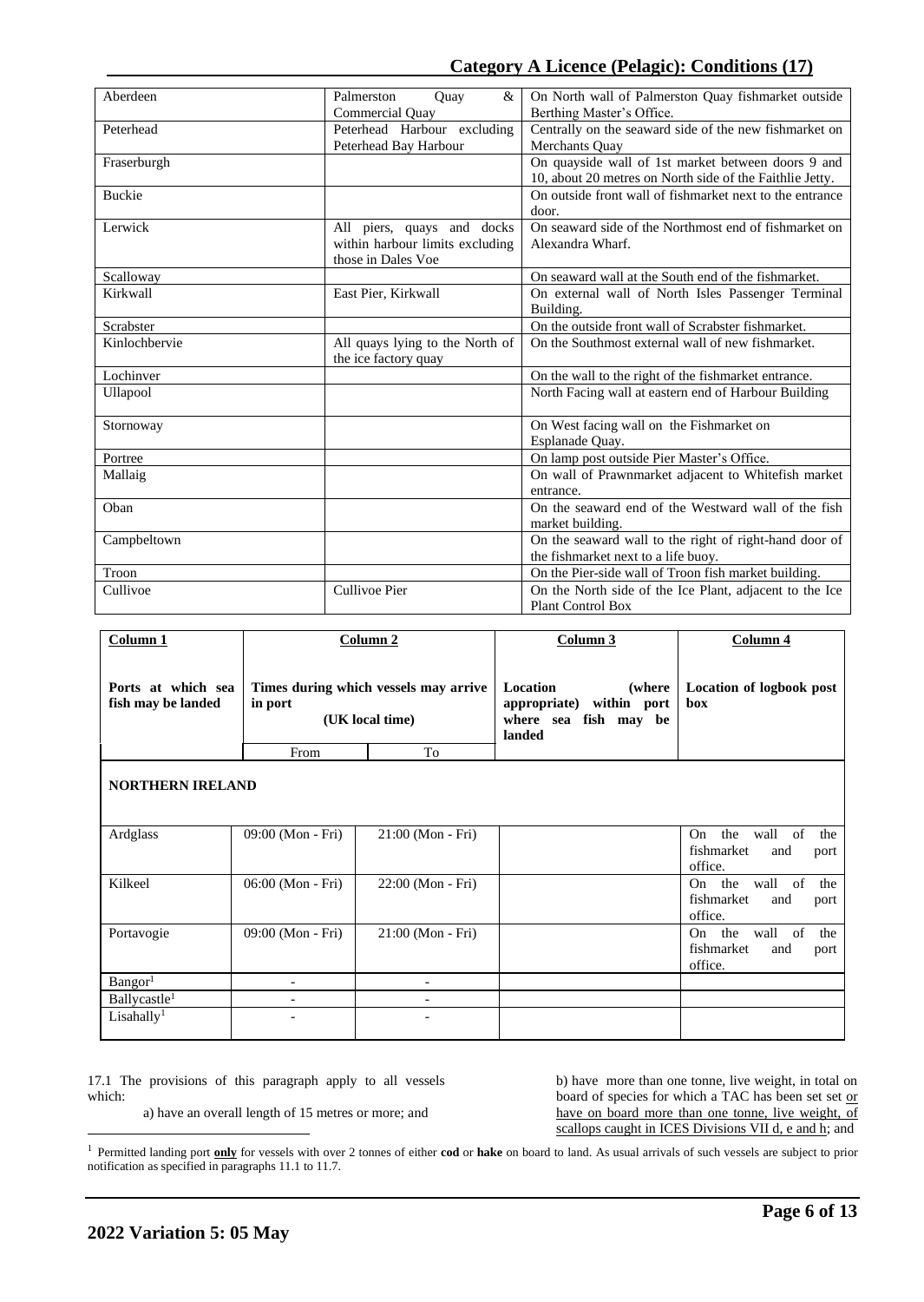| | | |
|---|---|---|
| Aberdeen | Palmerston Quay & Commercial Quay | On North wall of Palmerston Quay fishmarket outside Berthing Master's Office. |
| Peterhead | Peterhead Harbour excluding Peterhead Bay Harbour | Centrally on the seaward side of the new fishmarket on Merchants Quay |
| Fraserburgh | | On quayside wall of 1st market between doors 9 and 10, about 20 metres on North side of the Faithlie Jetty. |
| Buckie | | On outside front wall of fishmarket next to the entrance door. |
| Lerwick | All piers, quays and docks within harbour limits excluding those in Dales Voe | On seaward side of the Northmost end of fishmarket on Alexandra Wharf. |
| Scalloway | | On seaward wall at the South end of the fishmarket. |
| Kirkwall | East Pier, Kirkwall | On external wall of North Isles Passenger Terminal Building. |
| Scrabster | | On the outside front wall of Scrabster fishmarket. |
| Kinlochbervie | All quays lying to the North of the ice factory quay | On the Southmost external wall of new fishmarket. |
| Lochinver | | On the wall to the right of the fishmarket entrance. |
| Ullapool | | North Facing wall at eastern end of Harbour Building |
| Stornoway | | On West facing wall on the Fishmarket on Esplanade Quay. |
| Portree | | On lamp post outside Pier Master's Office. |
| Mallaig | | On wall of Prawnmarket adjacent to Whitefish market entrance. |
| Oban | | On the seaward end of the Westward wall of the fish market building. |
| Campbeltown | | On the seaward wall to the right of right-hand door of the fishmarket next to a life buoy. |
| Troon | | On the Pier-side wall of Troon fish market building. |
| Cullivoe | Cullivoe Pier | On the North side of the Ice Plant, adjacent to the Ice Plant Control Box |

| **Column 1** | **Column 2** | | **Column 3** | **Column 4** |
|---|---|---|---|---|
| **Ports at which sea fish may be landed** | **Times during which vessels may arrive in port (UK local time)** | | **Location (where appropriate) within port where sea fish may be landed** | **Location of logbook post box** |
| | From | To | | |
| **NORTHERN IRELAND** | | | | |
| Ardglass | 09:00 (Mon - Fri) | 21:00 (Mon - Fri) | | On the wall of the fishmarket and port office. |
| Kilkeel | 06:00 (Mon - Fri) | 22:00 (Mon - Fri) | | On the wall of the fishmarket and port office. |
| Portavogie | 09:00 (Mon - Fri) | 21:00 (Mon - Fri) | | On the wall of the fishmarket and port office. |
| Bangor[1] | - | - | | |
| Ballycastle[1] | - | - | | |
| Lisahally[1] | - | - | | |

17.1 The provisions of this paragraph apply to all vessels which:

a) have an overall length of 15 metres or more; and

b) have more than one tonne, live weight, in total on board of species for which a TAC has been set set or have on board more than one tonne, live weight, of scallops caught in ICES Divisions VII d, e and h; and

[1] Permitted landing port **only** for vessels with over 2 tonnes of either **cod** or **hake** on board to land. As usual arrivals of such vessels are subject to prior notification as specified in paragraphs 11.1 to 11.7.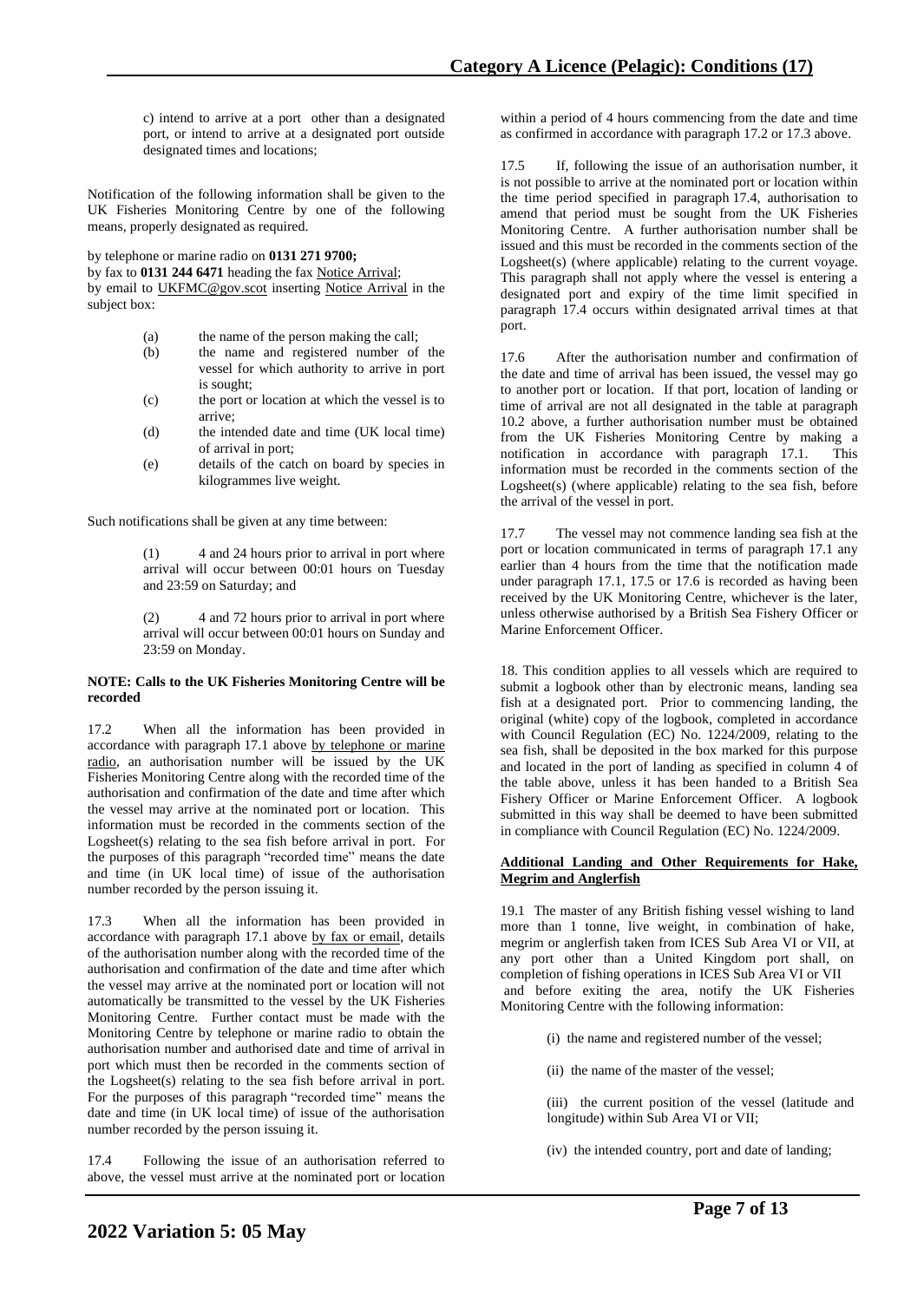c) intend to arrive at a port other than a designated port, or intend to arrive at a designated port outside designated times and locations;

Notification of the following information shall be given to the UK Fisheries Monitoring Centre by one of the following means, properly designated as required.

by telephone or marine radio on **0131 271 9700;**
by fax to **0131 244 6471** heading the fax Notice Arrival;
by email to UKFMC@gov.scot inserting Notice Arrival in the subject box:

- (a) the name of the person making the call;
- (b) the name and registered number of the vessel for which authority to arrive in port is sought;
- (c) the port or location at which the vessel is to arrive;
- (d) the intended date and time (UK local time) of arrival in port;
- (e) details of the catch on board by species in kilogrammes live weight.

Such notifications shall be given at any time between:

(1) 4 and 24 hours prior to arrival in port where arrival will occur between 00:01 hours on Tuesday and 23:59 on Saturday; and

(2) 4 and 72 hours prior to arrival in port where arrival will occur between 00:01 hours on Sunday and 23:59 on Monday.

**NOTE: Calls to the UK Fisheries Monitoring Centre will be recorded**

17.2 When all the information has been provided in accordance with paragraph 17.1 above by telephone or marine radio, an authorisation number will be issued by the UK Fisheries Monitoring Centre along with the recorded time of the authorisation and confirmation of the date and time after which the vessel may arrive at the nominated port or location. This information must be recorded in the comments section of the Logsheet(s) relating to the sea fish before arrival in port. For the purposes of this paragraph "recorded time" means the date and time (in UK local time) of issue of the authorisation number recorded by the person issuing it.

17.3 When all the information has been provided in accordance with paragraph 17.1 above by fax or email, details of the authorisation number along with the recorded time of the authorisation and confirmation of the date and time after which the vessel may arrive at the nominated port or location will not automatically be transmitted to the vessel by the UK Fisheries Monitoring Centre. Further contact must be made with the Monitoring Centre by telephone or marine radio to obtain the authorisation number and authorised date and time of arrival in port which must then be recorded in the comments section of the Logsheet(s) relating to the sea fish before arrival in port. For the purposes of this paragraph "recorded time" means the date and time (in UK local time) of issue of the authorisation number recorded by the person issuing it.

17.4 Following the issue of an authorisation referred to above, the vessel must arrive at the nominated port or location within a period of 4 hours commencing from the date and time as confirmed in accordance with paragraph 17.2 or 17.3 above.

17.5 If, following the issue of an authorisation number, it is not possible to arrive at the nominated port or location within the time period specified in paragraph 17.4, authorisation to amend that period must be sought from the UK Fisheries Monitoring Centre. A further authorisation number shall be issued and this must be recorded in the comments section of the Logsheet(s) (where applicable) relating to the current voyage. This paragraph shall not apply where the vessel is entering a designated port and expiry of the time limit specified in paragraph 17.4 occurs within designated arrival times at that port.

17.6 After the authorisation number and confirmation of the date and time of arrival has been issued, the vessel may go to another port or location. If that port, location of landing or time of arrival are not all designated in the table at paragraph 10.2 above, a further authorisation number must be obtained from the UK Fisheries Monitoring Centre by making a notification in accordance with paragraph 17.1. This information must be recorded in the comments section of the Logsheet(s) (where applicable) relating to the sea fish, before the arrival of the vessel in port.

17.7 The vessel may not commence landing sea fish at the port or location communicated in terms of paragraph 17.1 any earlier than 4 hours from the time that the notification made under paragraph 17.1, 17.5 or 17.6 is recorded as having been received by the UK Monitoring Centre, whichever is the later, unless otherwise authorised by a British Sea Fishery Officer or Marine Enforcement Officer.

18. This condition applies to all vessels which are required to submit a logbook other than by electronic means, landing sea fish at a designated port. Prior to commencing landing, the original (white) copy of the logbook, completed in accordance with Council Regulation (EC) No. 1224/2009, relating to the sea fish, shall be deposited in the box marked for this purpose and located in the port of landing as specified in column 4 of the table above, unless it has been handed to a British Sea Fishery Officer or Marine Enforcement Officer. A logbook submitted in this way shall be deemed to have been submitted in compliance with Council Regulation (EC) No. 1224/2009.

**Additional Landing and Other Requirements for Hake, Megrim and Anglerfish**

19.1 The master of any British fishing vessel wishing to land more than 1 tonne, live weight, in combination of hake, megrim or anglerfish taken from ICES Sub Area VI or VII, at any port other than a United Kingdom port shall, on completion of fishing operations in ICES Sub Area VI or VII and before exiting the area, notify the UK Fisheries Monitoring Centre with the following information:

(i) the name and registered number of the vessel;

(ii) the name of the master of the vessel;

(iii) the current position of the vessel (latitude and longitude) within Sub Area VI or VII;

(iv) the intended country, port and date of landing;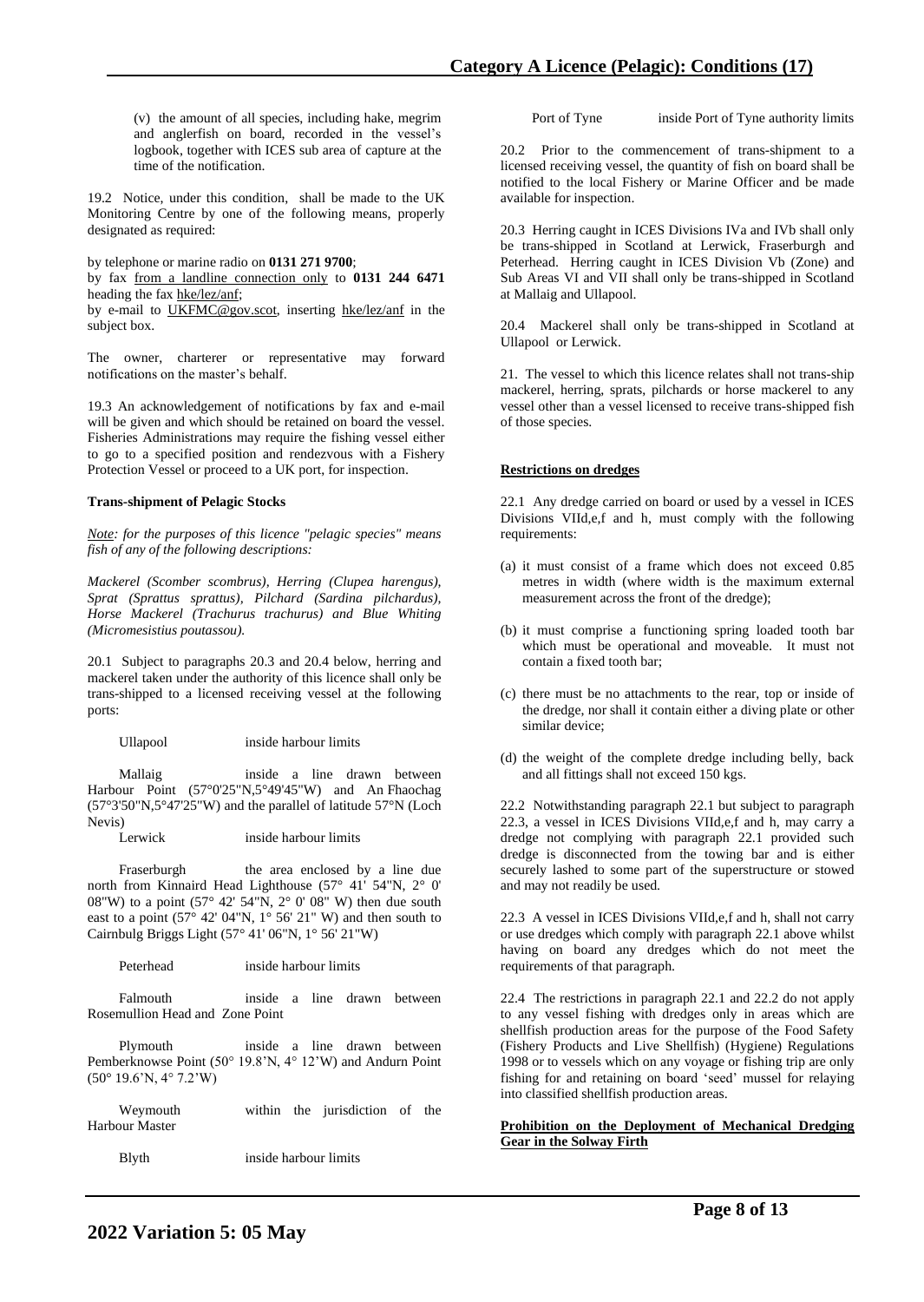(v) the amount of all species, including hake, megrim and anglerfish on board, recorded in the vessel's logbook, together with ICES sub area of capture at the time of the notification.

19.2 Notice, under this condition, shall be made to the UK Monitoring Centre by one of the following means, properly designated as required:

by telephone or marine radio on **0131 271 9700**;
by fax from a landline connection only to **0131 244 6471** heading the fax hke/lez/anf;
by e-mail to UKFMC@gov.scot, inserting hke/lez/anf in the subject box.

The owner, charterer or representative may forward notifications on the master's behalf.

19.3 An acknowledgement of notifications by fax and e-mail will be given and which should be retained on board the vessel. Fisheries Administrations may require the fishing vessel either to go to a specified position and rendezvous with a Fishery Protection Vessel or proceed to a UK port, for inspection.

**Trans-shipment of Pelagic Stocks**

*Note: for the purposes of this licence "pelagic species" means fish of any of the following descriptions:*

*Mackerel (Scomber scombrus), Herring (Clupea harengus), Sprat (Sprattus sprattus), Pilchard (Sardina pilchardus), Horse Mackerel (Trachurus trachurus) and Blue Whiting (Micromesistius poutassou).*

20.1 Subject to paragraphs 20.3 and 20.4 below, herring and mackerel taken under the authority of this licence shall only be trans-shipped to a licensed receiving vessel at the following ports:

Ullapool inside harbour limits

Mallaig inside a line drawn between Harbour Point (57°0'25"N,5°49'45"W) and An Fhaochag (57°3'50"N,5°47'25"W) and the parallel of latitude 57°N (Loch Nevis)

Lerwick inside harbour limits

Fraserburgh the area enclosed by a line due north from Kinnaird Head Lighthouse (57° 41' 54"N, 2° 0' 08"W) to a point (57° 42' 54"N, 2° 0' 08" W) then due south east to a point (57° 42' 04"N, 1° 56' 21" W) and then south to Cairnbulg Briggs Light (57° 41' 06"N, 1° 56' 21"W)

Peterhead inside harbour limits

Falmouth inside a line drawn between Rosemullion Head and Zone Point

Plymouth inside a line drawn between Pemberknowse Point (50° 19.8'N, 4° 12'W) and Andurn Point (50° 19.6'N, 4° 7.2'W)

Weymouth within the jurisdiction of the Harbour Master

Blyth inside harbour limits

Port of Tyne inside Port of Tyne authority limits

20.2 Prior to the commencement of trans-shipment to a licensed receiving vessel, the quantity of fish on board shall be notified to the local Fishery or Marine Officer and be made available for inspection.

20.3 Herring caught in ICES Divisions IVa and IVb shall only be trans-shipped in Scotland at Lerwick, Fraserburgh and Peterhead. Herring caught in ICES Division Vb (Zone) and Sub Areas VI and VII shall only be trans-shipped in Scotland at Mallaig and Ullapool.

20.4 Mackerel shall only be trans-shipped in Scotland at Ullapool or Lerwick.

21. The vessel to which this licence relates shall not trans-ship mackerel, herring, sprats, pilchards or horse mackerel to any vessel other than a vessel licensed to receive trans-shipped fish of those species.

**Restrictions on dredges**

22.1 Any dredge carried on board or used by a vessel in ICES Divisions VIId,e,f and h, must comply with the following requirements:

(a) it must consist of a frame which does not exceed 0.85 metres in width (where width is the maximum external measurement across the front of the dredge);

(b) it must comprise a functioning spring loaded tooth bar which must be operational and moveable. It must not contain a fixed tooth bar;

(c) there must be no attachments to the rear, top or inside of the dredge, nor shall it contain either a diving plate or other similar device;

(d) the weight of the complete dredge including belly, back and all fittings shall not exceed 150 kgs.

22.2 Notwithstanding paragraph 22.1 but subject to paragraph 22.3, a vessel in ICES Divisions VIId,e,f and h, may carry a dredge not complying with paragraph 22.1 provided such dredge is disconnected from the towing bar and is either securely lashed to some part of the superstructure or stowed and may not readily be used.

22.3 A vessel in ICES Divisions VIId,e,f and h, shall not carry or use dredges which comply with paragraph 22.1 above whilst having on board any dredges which do not meet the requirements of that paragraph.

22.4 The restrictions in paragraph 22.1 and 22.2 do not apply to any vessel fishing with dredges only in areas which are shellfish production areas for the purpose of the Food Safety (Fishery Products and Live Shellfish) (Hygiene) Regulations 1998 or to vessels which on any voyage or fishing trip are only fishing for and retaining on board 'seed' mussel for relaying into classified shellfish production areas.

**Prohibition on the Deployment of Mechanical Dredging Gear in the Solway Firth**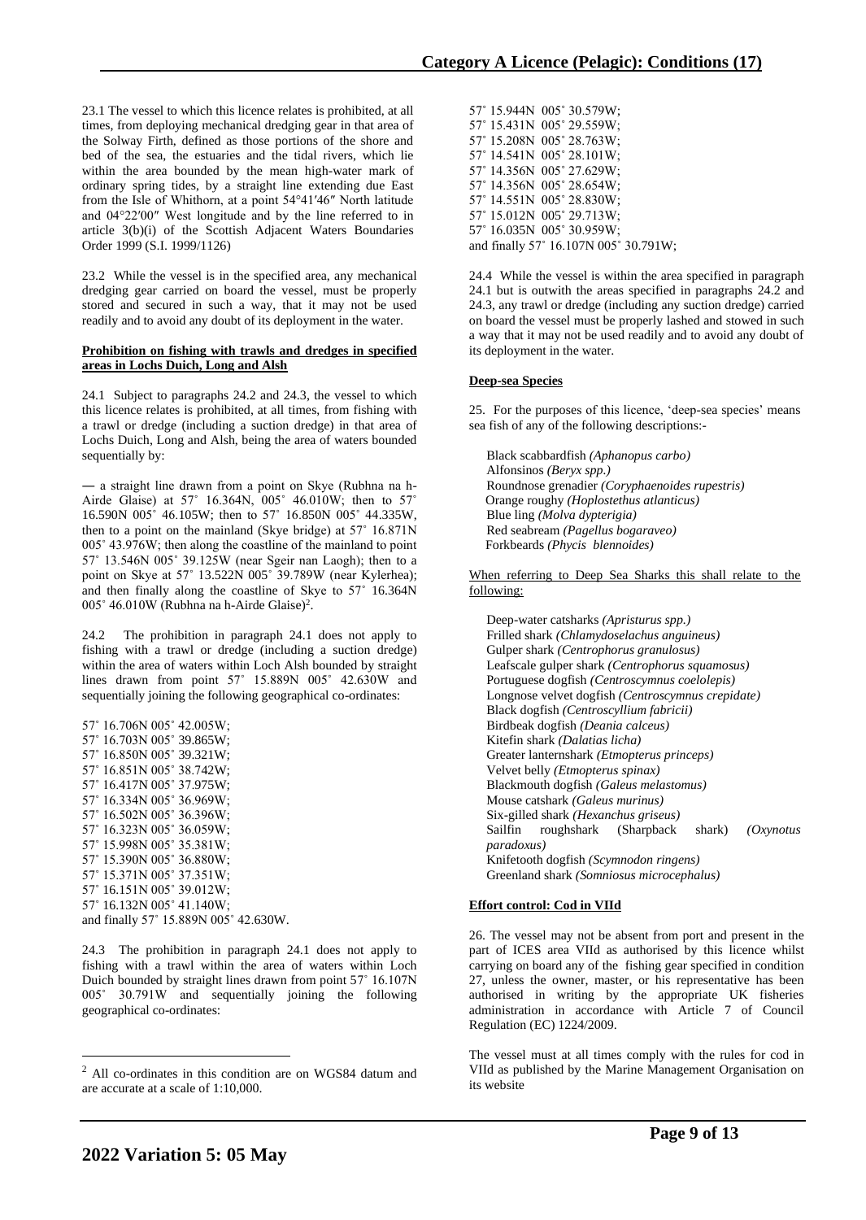23.1 The vessel to which this licence relates is prohibited, at all times, from deploying mechanical dredging gear in that area of the Solway Firth, defined as those portions of the shore and bed of the sea, the estuaries and the tidal rivers, which lie within the area bounded by the mean high-water mark of ordinary spring tides, by a straight line extending due East from the Isle of Whithorn, at a point 54°41′46″ North latitude and 04°22′00″ West longitude and by the line referred to in article 3(b)(i) of the Scottish Adjacent Waters Boundaries Order 1999 (S.I. 1999/1126)

23.2 While the vessel is in the specified area, any mechanical dredging gear carried on board the vessel, must be properly stored and secured in such a way, that it may not be used readily and to avoid any doubt of its deployment in the water.

**Prohibition on fishing with trawls and dredges in specified areas in Lochs Duich, Long and Alsh**

24.1 Subject to paragraphs 24.2 and 24.3, the vessel to which this licence relates is prohibited, at all times, from fishing with a trawl or dredge (including a suction dredge) in that area of Lochs Duich, Long and Alsh, being the area of waters bounded sequentially by:

— a straight line drawn from a point on Skye (Rubhna na h-Airde Glaise) at 57˚ 16.364N, 005˚ 46.010W; then to 57˚ 16.590N 005˚ 46.105W; then to 57˚ 16.850N 005˚ 44.335W, then to a point on the mainland (Skye bridge) at 57˚ 16.871N 005˚ 43.976W; then along the coastline of the mainland to point 57˚ 13.546N 005˚ 39.125W (near Sgeir nan Laogh); then to a point on Skye at 57˚ 13.522N 005˚ 39.789W (near Kylerhea); and then finally along the coastline of Skye to 57˚ 16.364N 005˚ 46.010W (Rubhna na h-Airde Glaise)[2].

24.2 The prohibition in paragraph 24.1 does not apply to fishing with a trawl or dredge (including a suction dredge) within the area of waters within Loch Alsh bounded by straight lines drawn from point 57˚ 15.889N 005˚ 42.630W and sequentially joining the following geographical co-ordinates:

57˚ 16.706N 005˚ 42.005W;
57˚ 16.703N 005˚ 39.865W;
57˚ 16.850N 005˚ 39.321W;
57˚ 16.851N 005˚ 38.742W;
57˚ 16.417N 005˚ 37.975W;
57˚ 16.334N 005˚ 36.969W;
57˚ 16.502N 005˚ 36.396W;
57˚ 16.323N 005˚ 36.059W;
57˚ 15.998N 005˚ 35.381W;
57˚ 15.390N 005˚ 36.880W;
57˚ 15.371N 005˚ 37.351W;
57˚ 16.151N 005˚ 39.012W;
57˚ 16.132N 005˚ 41.140W;
and finally 57˚ 15.889N 005˚ 42.630W.

24.3 The prohibition in paragraph 24.1 does not apply to fishing with a trawl within the area of waters within Loch Duich bounded by straight lines drawn from point 57˚ 16.107N 005˚ 30.791W and sequentially joining the following geographical co-ordinates:

57˚ 15.944N 005˚ 30.579W;
57˚ 15.431N 005˚ 29.559W;
57˚ 15.208N 005˚ 28.763W;
57˚ 14.541N 005˚ 28.101W;
57˚ 14.356N 005˚ 27.629W;
57˚ 14.356N 005˚ 28.654W;
57˚ 14.551N 005˚ 28.830W;
57˚ 15.012N 005˚ 29.713W;
57˚ 16.035N 005˚ 30.959W;
and finally 57˚ 16.107N 005˚ 30.791W;

24.4 While the vessel is within the area specified in paragraph 24.1 but is outwith the areas specified in paragraphs 24.2 and 24.3, any trawl or dredge (including any suction dredge) carried on board the vessel must be properly lashed and stowed in such a way that it may not be used readily and to avoid any doubt of its deployment in the water.

**Deep-sea Species**

25. For the purposes of this licence, 'deep-sea species' means sea fish of any of the following descriptions:-

Black scabbardfish *(Aphanopus carbo)*
Alfonsinos *(Beryx spp.)*
Roundnose grenadier *(Coryphaenoides rupestris)*
Orange roughy *(Hoplostethus atlanticus)*
Blue ling *(Molva dypterigia)*
Red seabream *(Pagellus bogaraveo)*
Forkbeards *(Phycis blennoides)*

When referring to Deep Sea Sharks this shall relate to the following:

Deep-water catsharks *(Apristurus spp.)*
Frilled shark *(Chlamydoselachus anguineus)*
Gulper shark *(Centrophorus granulosus)*
Leafscale gulper shark *(Centrophorus squamosus)*
Portuguese dogfish *(Centroscymnus coelolepis)*
Longnose velvet dogfish *(Centroscymnus crepidate)*
Black dogfish *(Centroscyllium fabricii)*
Birdbeak dogfish *(Deania calceus)*
Kitefin shark *(Dalatias licha)*
Greater lanternshark *(Etmopterus princeps)*
Velvet belly *(Etmopterus spinax)*
Blackmouth dogfish *(Galeus melastomus)*
Mouse catshark *(Galeus murinus)*
Six-gilled shark *(Hexanchus griseus)*
Sailfin roughshark (Sharpback shark) *(Oxynotus paradoxus)*
Knifetooth dogfish *(Scymnodon ringens)*
Greenland shark *(Somniosus microcephalus)*

**Effort control: Cod in VIId**

26. The vessel may not be absent from port and present in the part of ICES area VIId as authorised by this licence whilst carrying on board any of the fishing gear specified in condition 27, unless the owner, master, or his representative has been authorised in writing by the appropriate UK fisheries administration in accordance with Article 7 of Council Regulation (EC) 1224/2009.

The vessel must at all times comply with the rules for cod in VIId as published by the Marine Management Organisation on its website

[2] All co-ordinates in this condition are on WGS84 datum and are accurate at a scale of 1:10,000.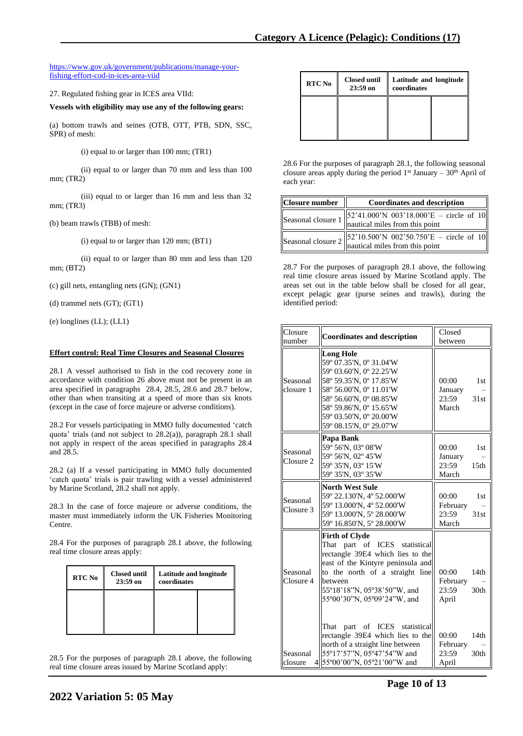https://www.gov.uk/government/publications/manage-your-fishing-effort-cod-in-ices-area-viid

27. Regulated fishing gear in ICES area VIId:

**Vessels with eligibility may use any of the following gears:**

(a) bottom trawls and seines (OTB, OTT, PTB, SDN, SSC, SPR) of mesh:

(i) equal to or larger than 100 mm; (TR1)

(ii) equal to or larger than 70 mm and less than 100 mm; (TR2)

(iii) equal to or larger than 16 mm and less than 32 mm; (TR3)

(b) beam trawls (TBB) of mesh:

(i) equal to or larger than 120 mm; (BT1)

(ii) equal to or larger than 80 mm and less than 120 mm; (BT2)

(c) gill nets, entangling nets (GN); (GN1)

(d) trammel nets (GT); (GT1)

(e) longlines (LL); (LL1)

**Effort control: Real Time Closures and Seasonal Closures**

28.1 A vessel authorised to fish in the cod recovery zone in accordance with condition 26 above must not be present in an area specified in paragraphs 28.4, 28.5, 28.6 and 28.7 below, other than when transiting at a speed of more than six knots (except in the case of force majeure or adverse conditions).

28.2 For vessels participating in MMO fully documented 'catch quota' trials (and not subject to 28.2(a)), paragraph 28.1 shall not apply in respect of the areas specified in paragraphs 28.4 and 28.5.

28.2 (a) If a vessel participating in MMO fully documented 'catch quota' trials is pair trawling with a vessel administered by Marine Scotland, 28.2 shall not apply.

28.3 In the case of force majeure or adverse conditions, the master must immediately inform the UK Fisheries Monitoring Centre.

28.4 For the purposes of paragraph 28.1 above, the following real time closure areas apply:

| RTC No | Closed until 23:59 on | Latitude and longitude coordinates | |
|---|---|---|---|
| | | | |

28.5 For the purposes of paragraph 28.1 above, the following real time closure areas issued by Marine Scotland apply:

| RTC No | Closed until 23:59 on | Latitude and longitude coordinates | |
|---|---|---|---|
| | | | |

28.6 For the purposes of paragraph 28.1, the following seasonal closure areas apply during the period 1st January – 30th April of each year:

| Closure number | Coordinates and description |
|---|---|
| Seasonal closure 1 | 52'41.000'N 003'18.000'E – circle of 10 nautical miles from this point |
| Seasonal closure 2 | 52'10.500'N 002'50.750'E – circle of 10 nautical miles from this point |

28.7 For the purposes of paragraph 28.1 above, the following real time closure areas issued by Marine Scotland apply. The areas set out in the table below shall be closed for all gear, except pelagic gear (purse seines and trawls), during the identified period:

| Closure number | Coordinates and description | Closed between |
|---|---|---|
| Seasonal closure 1 | **Long Hole**<br>59º 07.35'N, 0º 31.04'W<br>59º 03.60'N, 0º 22.25'W<br>58º 59.35'N, 0º 17.85'W<br>58º 56.00'N, 0º 11.01'W<br>58º 56.60'N, 0º 08.85'W<br>58º 59.86'N, 0º 15.65'W<br>59º 03.50'N, 0º 20.00'W<br>59º 08.15'N, 0º 29.07'W | 00:00 1st January – 23:59 31st March |
| Seasonal Closure 2 | **Papa Bank**<br>59º 56'N, 03º 08'W<br>59º 56'N, 02º 45'W<br>59º 35'N, 03º 15'W<br>59º 35'N, 03º 35'W | 00:00 1st January – 23:59 15th March |
| Seasonal Closure 3 | **North West Sule**<br>59º 22.130'N, 4º 52.000'W<br>59º 13.000'N, 4º 52.000'W<br>59º 13.000'N, 5º 28.000'W<br>59º 16.850'N, 5º 28.000'W | 00:00 1st February – 23:59 31st March |
| Seasonal Closure 4 | **Firth of Clyde**<br>That part of ICES statistical rectangle 39E4 which lies to the east of the Kintyre peninsula and to the north of a straight line between<br>55º18'18"N, 05º38'50"W, and<br>55º00'30"N, 05º09'24"W, and | 00:00 14th February – 23:59 30th April |
| Seasonal closure 4 | That part of ICES statistical rectangle 39E4 which lies to the north of a straight line between<br>55º17'57"N, 05º47'54"W and<br>55º00'00"N, 05º21'00"W and | 00:00 14th February – 23:59 30th April |

2022 Variation 5: 05 May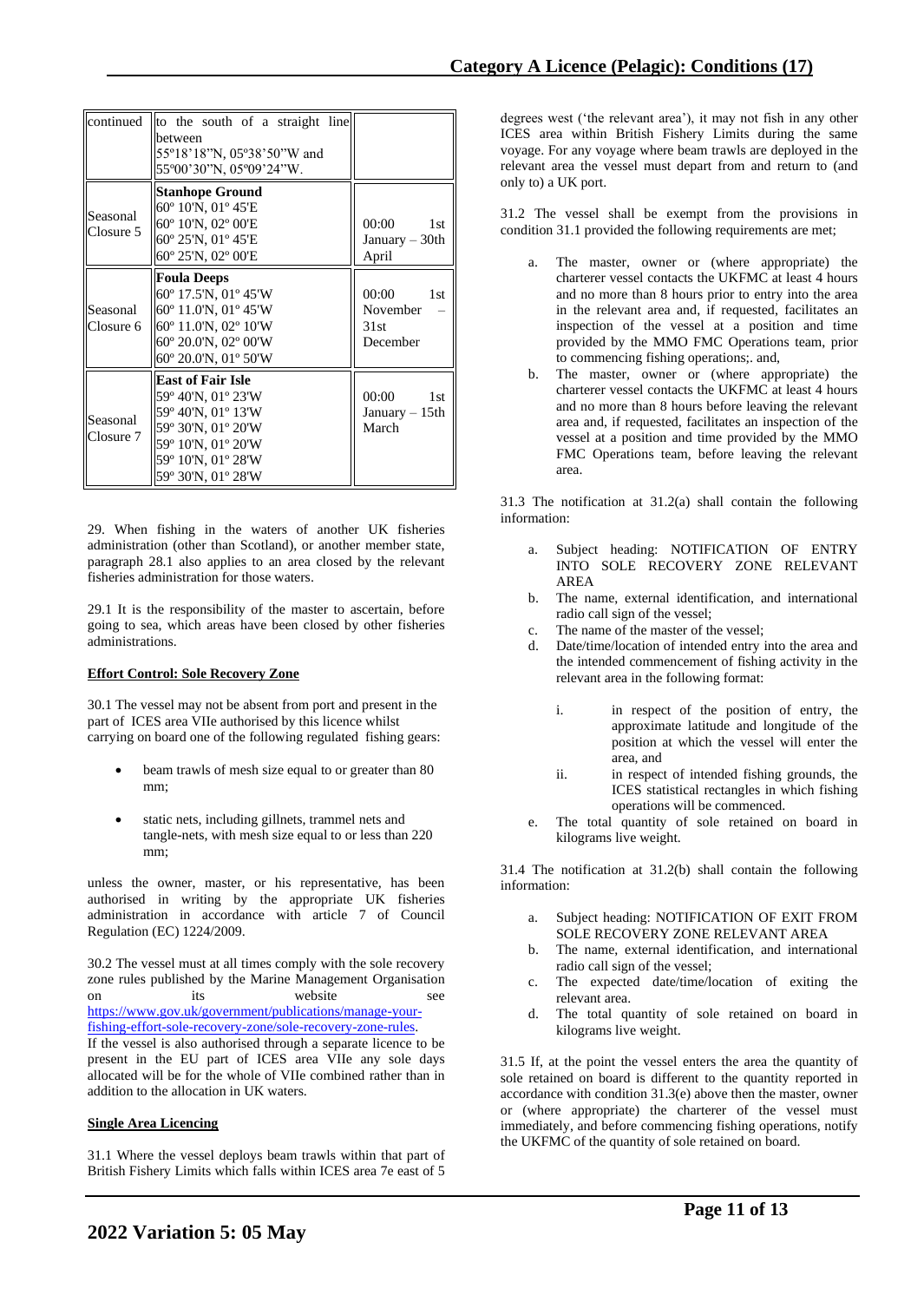| | | |
|---|---|---|
| continued | to the south of a straight line between 55º18'18"N, 05º38'50"W and 55º00'30"N, 05º09'24"W. | |
| Seasonal Closure 5 | **Stanhope Ground**<br>60º 10'N, 01º 45'E<br>60º 10'N, 02º 00'E<br>60º 25'N, 01º 45'E<br>60º 25'N, 02º 00'E | 00:00 1st January – 30th April |
| Seasonal Closure 6 | **Foula Deeps**<br>60º 17.5'N, 01º 45'W<br>60º 11.0'N, 01º 45'W<br>60º 11.0'N, 02º 10'W<br>60º 20.0'N, 02º 00'W<br>60º 20.0'N, 01º 50'W | 00:00 1st November – 31st December |
| Seasonal Closure 7 | **East of Fair Isle**<br>59º 40'N, 01º 23'W<br>59º 40'N, 01º 13'W<br>59º 30'N, 01º 20'W<br>59º 10'N, 01º 20'W<br>59º 10'N, 01º 28'W<br>59º 30'N, 01º 28'W | 00:00 1st January – 15th March |

29. When fishing in the waters of another UK fisheries administration (other than Scotland), or another member state, paragraph 28.1 also applies to an area closed by the relevant fisheries administration for those waters.

29.1 It is the responsibility of the master to ascertain, before going to sea, which areas have been closed by other fisheries administrations.

**Effort Control: Sole Recovery Zone**

30.1 The vessel may not be absent from port and present in the part of ICES area VIIe authorised by this licence whilst carrying on board one of the following regulated fishing gears:

- beam trawls of mesh size equal to or greater than 80 mm;
- static nets, including gillnets, trammel nets and tangle-nets, with mesh size equal to or less than 220 mm;

unless the owner, master, or his representative, has been authorised in writing by the appropriate UK fisheries administration in accordance with article 7 of Council Regulation (EC) 1224/2009.

30.2 The vessel must at all times comply with the sole recovery zone rules published by the Marine Management Organisation on its website see https://www.gov.uk/government/publications/manage-your-fishing-effort-sole-recovery-zone/sole-recovery-zone-rules.
If the vessel is also authorised through a separate licence to be present in the EU part of ICES area VIIe any sole days allocated will be for the whole of VIIe combined rather than in addition to the allocation in UK waters.

**Single Area Licencing**

31.1 Where the vessel deploys beam trawls within that part of British Fishery Limits which falls within ICES area 7e east of 5 degrees west ('the relevant area'), it may not fish in any other ICES area within British Fishery Limits during the same voyage. For any voyage where beam trawls are deployed in the relevant area the vessel must depart from and return to (and only to) a UK port.

31.2 The vessel shall be exempt from the provisions in condition 31.1 provided the following requirements are met;

a. The master, owner or (where appropriate) the charterer vessel contacts the UKFMC at least 4 hours and no more than 8 hours prior to entry into the area in the relevant area and, if requested, facilitates an inspection of the vessel at a position and time provided by the MMO FMC Operations team, prior to commencing fishing operations;. and,
b. The master, owner or (where appropriate) the charterer vessel contacts the UKFMC at least 4 hours and no more than 8 hours before leaving the relevant area and, if requested, facilitates an inspection of the vessel at a position and time provided by the MMO FMC Operations team, before leaving the relevant area.

31.3 The notification at 31.2(a) shall contain the following information:

a. Subject heading: NOTIFICATION OF ENTRY INTO SOLE RECOVERY ZONE RELEVANT AREA
b. The name, external identification, and international radio call sign of the vessel;
c. The name of the master of the vessel;
d. Date/time/location of intended entry into the area and the intended commencement of fishing activity in the relevant area in the following format:
   i. in respect of the position of entry, the approximate latitude and longitude of the position at which the vessel will enter the area, and
   ii. in respect of intended fishing grounds, the ICES statistical rectangles in which fishing operations will be commenced.
e. The total quantity of sole retained on board in kilograms live weight.

31.4 The notification at 31.2(b) shall contain the following information:

a. Subject heading: NOTIFICATION OF EXIT FROM SOLE RECOVERY ZONE RELEVANT AREA
b. The name, external identification, and international radio call sign of the vessel;
c. The expected date/time/location of exiting the relevant area.
d. The total quantity of sole retained on board in kilograms live weight.

31.5 If, at the point the vessel enters the area the quantity of sole retained on board is different to the quantity reported in accordance with condition 31.3(e) above then the master, owner or (where appropriate) the charterer of the vessel must immediately, and before commencing fishing operations, notify the UKFMC of the quantity of sole retained on board.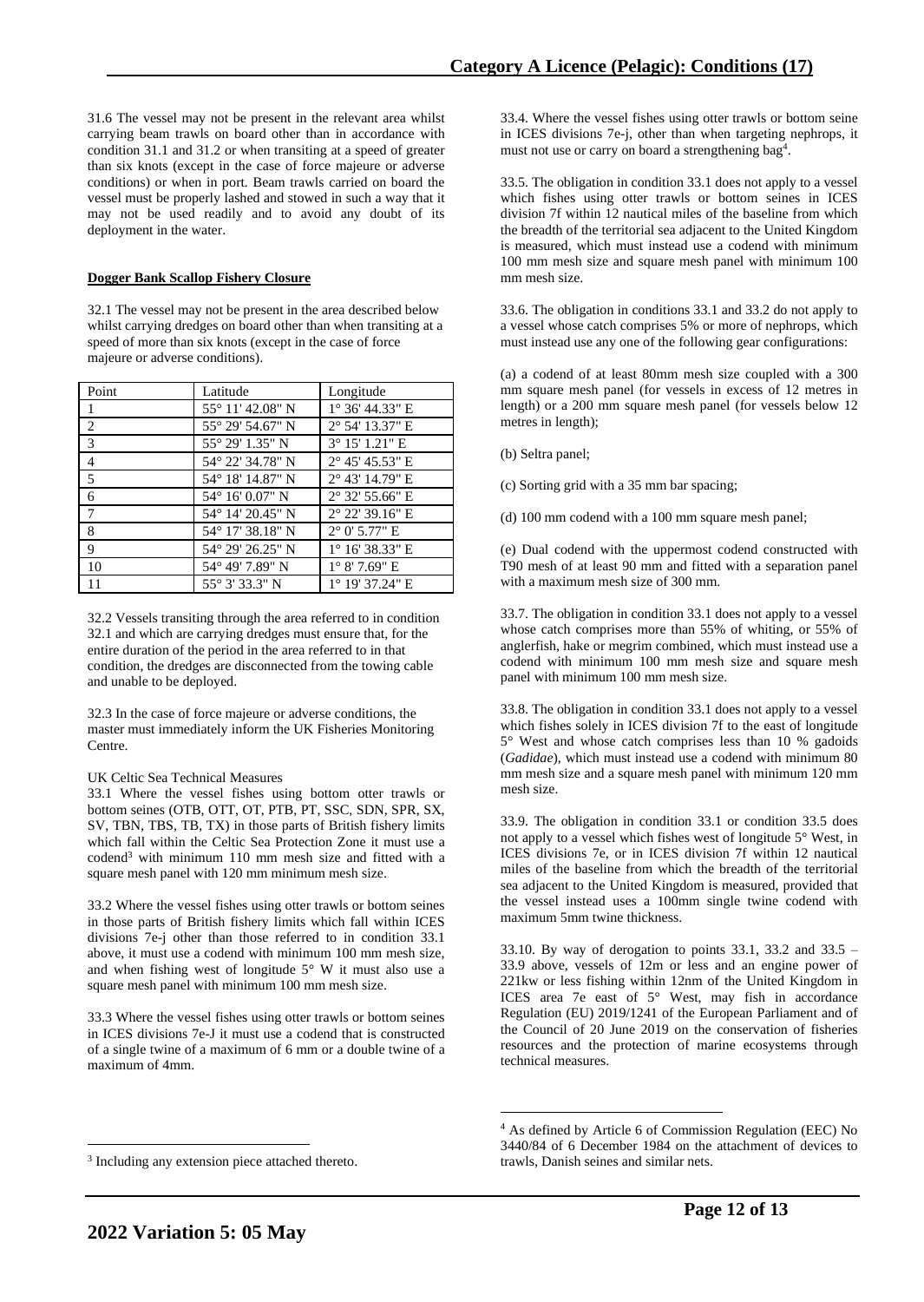31.6 The vessel may not be present in the relevant area whilst carrying beam trawls on board other than in accordance with condition 31.1 and 31.2 or when transiting at a speed of greater than six knots (except in the case of force majeure or adverse conditions) or when in port. Beam trawls carried on board the vessel must be properly lashed and stowed in such a way that it may not be used readily and to avoid any doubt of its deployment in the water.

**Dogger Bank Scallop Fishery Closure**

32.1 The vessel may not be present in the area described below whilst carrying dredges on board other than when transiting at a speed of more than six knots (except in the case of force majeure or adverse conditions).

| Point | Latitude | Longitude |
|---|---|---|
| 1 | 55° 11' 42.08" N | 1° 36' 44.33" E |
| 2 | 55° 29' 54.67" N | 2° 54' 13.37" E |
| 3 | 55° 29' 1.35" N | 3° 15' 1.21" E |
| 4 | 54° 22' 34.78" N | 2° 45' 45.53" E |
| 5 | 54° 18' 14.87" N | 2° 43' 14.79" E |
| 6 | 54° 16' 0.07" N | 2° 32' 55.66" E |
| 7 | 54° 14' 20.45" N | 2° 22' 39.16" E |
| 8 | 54° 17' 38.18" N | 2° 0' 5.77" E |
| 9 | 54° 29' 26.25" N | 1° 16' 38.33" E |
| 10 | 54° 49' 7.89" N | 1° 8' 7.69" E |
| 11 | 55° 3' 33.3" N | 1° 19' 37.24" E |

32.2 Vessels transiting through the area referred to in condition 32.1 and which are carrying dredges must ensure that, for the entire duration of the period in the area referred to in that condition, the dredges are disconnected from the towing cable and unable to be deployed.

32.3 In the case of force majeure or adverse conditions, the master must immediately inform the UK Fisheries Monitoring Centre.

UK Celtic Sea Technical Measures

33.1 Where the vessel fishes using bottom otter trawls or bottom seines (OTB, OTT, OT, PTB, PT, SSC, SDN, SPR, SX, SV, TBN, TBS, TB, TX) in those parts of British fishery limits which fall within the Celtic Sea Protection Zone it must use a codend[3] with minimum 110 mm mesh size and fitted with a square mesh panel with 120 mm minimum mesh size.

33.2 Where the vessel fishes using otter trawls or bottom seines in those parts of British fishery limits which fall within ICES divisions 7e-j other than those referred to in condition 33.1 above, it must use a codend with minimum 100 mm mesh size, and when fishing west of longitude 5° W it must also use a square mesh panel with minimum 100 mm mesh size.

33.3 Where the vessel fishes using otter trawls or bottom seines in ICES divisions 7e-J it must use a codend that is constructed of a single twine of a maximum of 6 mm or a double twine of a maximum of 4mm.

33.4. Where the vessel fishes using otter trawls or bottom seine in ICES divisions 7e-j, other than when targeting nephrops, it must not use or carry on board a strengthening bag[4].

33.5. The obligation in condition 33.1 does not apply to a vessel which fishes using otter trawls or bottom seines in ICES division 7f within 12 nautical miles of the baseline from which the breadth of the territorial sea adjacent to the United Kingdom is measured, which must instead use a codend with minimum 100 mm mesh size and square mesh panel with minimum 100 mm mesh size.

33.6. The obligation in conditions 33.1 and 33.2 do not apply to a vessel whose catch comprises 5% or more of nephrops, which must instead use any one of the following gear configurations:

(a) a codend of at least 80mm mesh size coupled with a 300 mm square mesh panel (for vessels in excess of 12 metres in length) or a 200 mm square mesh panel (for vessels below 12 metres in length);

(b) Seltra panel;

(c) Sorting grid with a 35 mm bar spacing;

(d) 100 mm codend with a 100 mm square mesh panel;

(e) Dual codend with the uppermost codend constructed with T90 mesh of at least 90 mm and fitted with a separation panel with a maximum mesh size of 300 mm.

33.7. The obligation in condition 33.1 does not apply to a vessel whose catch comprises more than 55% of whiting, or 55% of anglerfish, hake or megrim combined, which must instead use a codend with minimum 100 mm mesh size and square mesh panel with minimum 100 mm mesh size.

33.8. The obligation in condition 33.1 does not apply to a vessel which fishes solely in ICES division 7f to the east of longitude 5° West and whose catch comprises less than 10 % gadoids (*Gadidae*), which must instead use a codend with minimum 80 mm mesh size and a square mesh panel with minimum 120 mm mesh size.

33.9. The obligation in condition 33.1 or condition 33.5 does not apply to a vessel which fishes west of longitude 5° West, in ICES divisions 7e, or in ICES division 7f within 12 nautical miles of the baseline from which the breadth of the territorial sea adjacent to the United Kingdom is measured, provided that the vessel instead uses a 100mm single twine codend with maximum 5mm twine thickness.

33.10. By way of derogation to points 33.1, 33.2 and 33.5 – 33.9 above, vessels of 12m or less and an engine power of 221kw or less fishing within 12nm of the United Kingdom in ICES area 7e east of 5° West, may fish in accordance Regulation (EU) 2019/1241 of the European Parliament and of the Council of 20 June 2019 on the conservation of fisheries resources and the protection of marine ecosystems through technical measures.

[3] Including any extension piece attached thereto.

[4] As defined by Article 6 of Commission Regulation (EEC) No 3440/84 of 6 December 1984 on the attachment of devices to trawls, Danish seines and similar nets.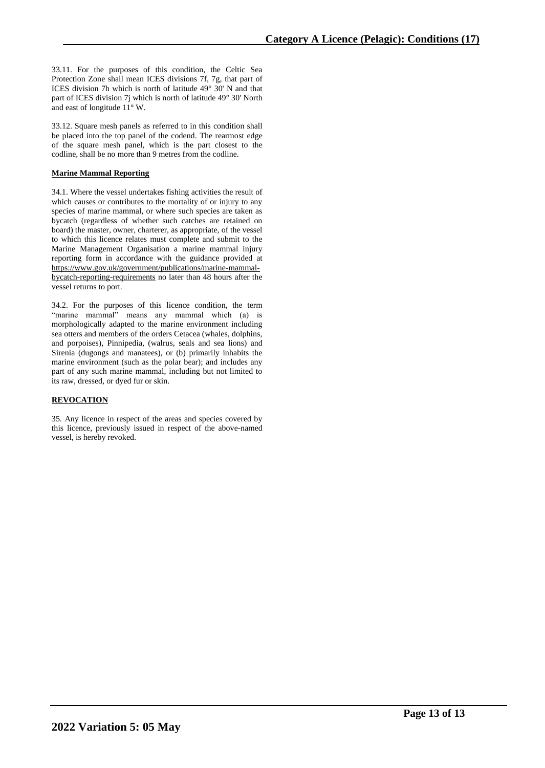33.11. For the purposes of this condition, the Celtic Sea Protection Zone shall mean ICES divisions 7f, 7g, that part of ICES division 7h which is north of latitude 49° 30' N and that part of ICES division 7j which is north of latitude 49° 30' North and east of longitude 11° W.

33.12. Square mesh panels as referred to in this condition shall be placed into the top panel of the codend. The rearmost edge of the square mesh panel, which is the part closest to the codline, shall be no more than 9 metres from the codline.

**Marine Mammal Reporting**

34.1. Where the vessel undertakes fishing activities the result of which causes or contributes to the mortality of or injury to any species of marine mammal, or where such species are taken as bycatch (regardless of whether such catches are retained on board) the master, owner, charterer, as appropriate, of the vessel to which this licence relates must complete and submit to the Marine Management Organisation a marine mammal injury reporting form in accordance with the guidance provided at https://www.gov.uk/government/publications/marine-mammal-bycatch-reporting-requirements no later than 48 hours after the vessel returns to port.

34.2. For the purposes of this licence condition, the term "marine mammal" means any mammal which (a) is morphologically adapted to the marine environment including sea otters and members of the orders Cetacea (whales, dolphins, and porpoises), Pinnipedia, (walrus, seals and sea lions) and Sirenia (dugongs and manatees), or (b) primarily inhabits the marine environment (such as the polar bear); and includes any part of any such marine mammal, including but not limited to its raw, dressed, or dyed fur or skin.

**REVOCATION**

35. Any licence in respect of the areas and species covered by this licence, previously issued in respect of the above-named vessel, is hereby revoked.